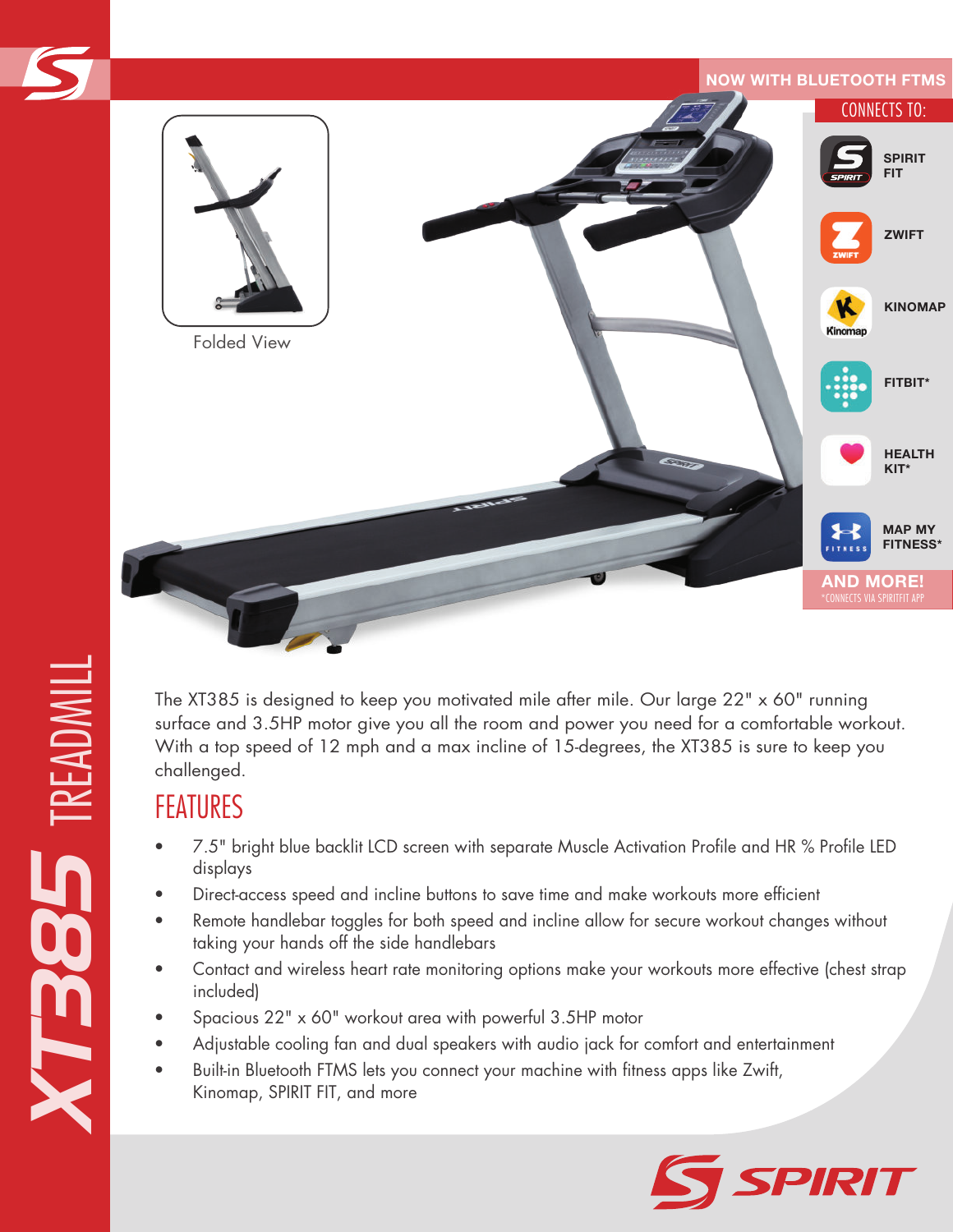# XT385 TREADMILL

NOW WITH BLUETOOTH FTMS

CONNECTS TO:

- SPIRIT FIT
- ZWIFT
- KINOMAP
- FITBIT*
- HEALTH KIT*
- MAP MY FITNESS*

AND MORE!

*CONNECTS VIA SPIRITFIT APP

Folded View

The XT385 is designed to keep you motivated mile after mile. Our large 22" x 60" running surface and 3.5HP motor give you all the room and power you need for a comfortable workout. With a top speed of 12 mph and a max incline of 15-degrees, the XT385 is sure to keep you challenged.

## FEATURES

- 7.5" bright blue backlit LCD screen with separate Muscle Activation Profile and HR % Profile LED displays
- Direct-access speed and incline buttons to save time and make workouts more efficient
- Remote handlebar toggles for both speed and incline allow for secure workout changes without taking your hands off the side handlebars
- Contact and wireless heart rate monitoring options make your workouts more effective (chest strap included)
- Spacious 22" x 60" workout area with powerful 3.5HP motor
- Adjustable cooling fan and dual speakers with audio jack for comfort and entertainment
- Built-in Bluetooth FTMS lets you connect your machine with fitness apps like Zwift, Kinomap, SPIRIT FIT, and more

SPIRIT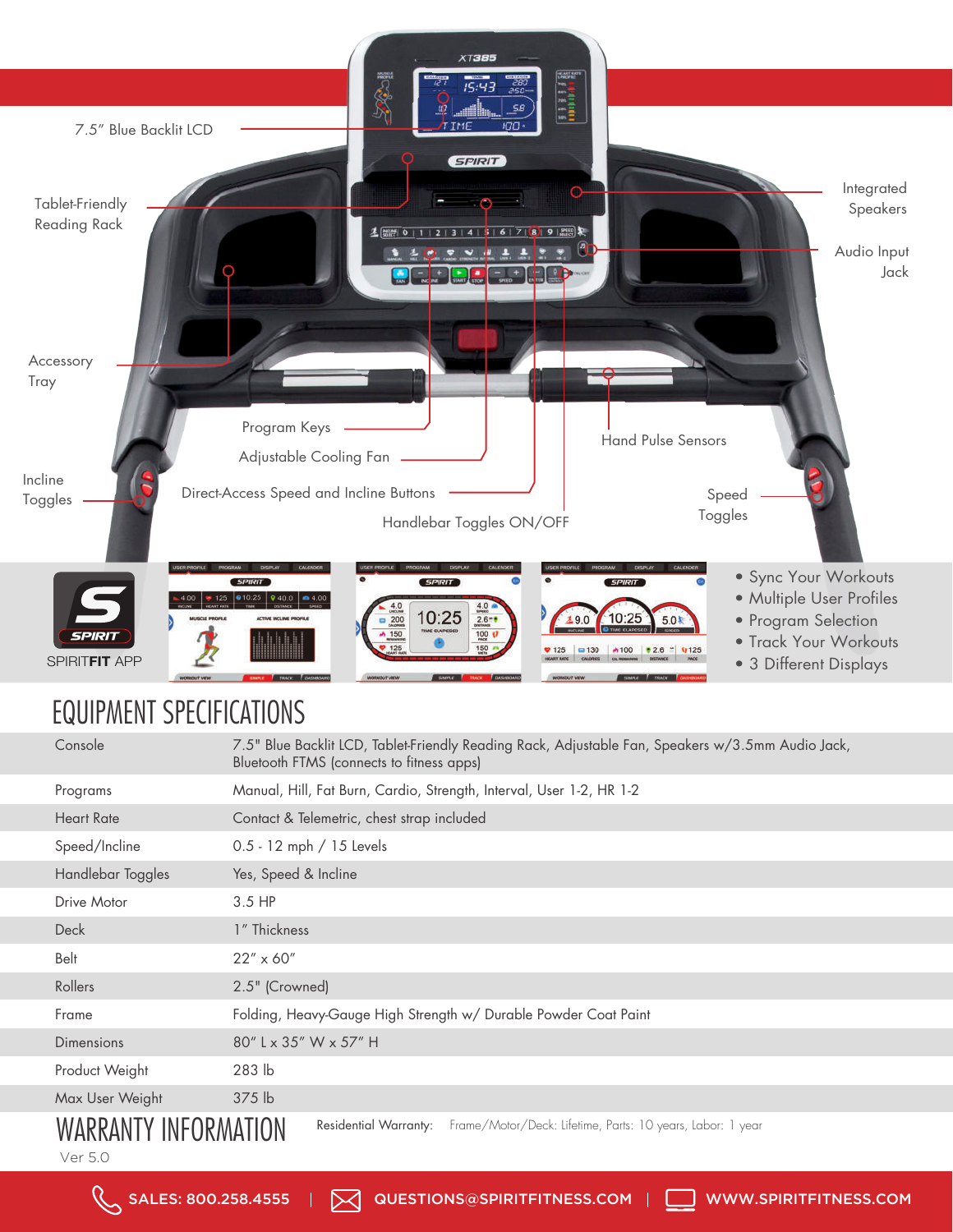7.5" Blue Backlit LCD

Tablet-Friendly Reading Rack

Integrated Speakers

Audio Input Jack

Accessory Tray

Program Keys

Adjustable Cooling Fan

Hand Pulse Sensors

Incline Toggles

Direct-Access Speed and Incline Buttons

Speed Toggles

Handlebar Toggles ON/OFF

SPIRITFIT APP

- Sync Your Workouts
- Multiple User Profiles
- Program Selection
- Track Your Workouts
- 3 Different Displays

## EQUIPMENT SPECIFICATIONS

| | |
|---|---|
| Console | 7.5" Blue Backlit LCD, Tablet-Friendly Reading Rack, Adjustable Fan, Speakers w/3.5mm Audio Jack, Bluetooth FTMS (connects to fitness apps) |
| Programs | Manual, Hill, Fat Burn, Cardio, Strength, Interval, User 1-2, HR 1-2 |
| Heart Rate | Contact & Telemetric, chest strap included |
| Speed/Incline | 0.5 - 12 mph / 15 Levels |
| Handlebar Toggles | Yes, Speed & Incline |
| Drive Motor | 3.5 HP |
| Deck | 1" Thickness |
| Belt | 22" x 60" |
| Rollers | 2.5" (Crowned) |
| Frame | Folding, Heavy-Gauge High Strength w/ Durable Powder Coat Paint |
| Dimensions | 80" L x 35" W x 57" H |
| Product Weight | 283 lb |
| Max User Weight | 375 lb |

## WARRANTY INFORMATION

Residential Warranty: Frame/Motor/Deck: Lifetime, Parts: 10 years, Labor: 1 year

Ver 5.0

SALES: 800.258.4555 | QUESTIONS@SPIRITFITNESS.COM | WWW.SPIRITFITNESS.COM